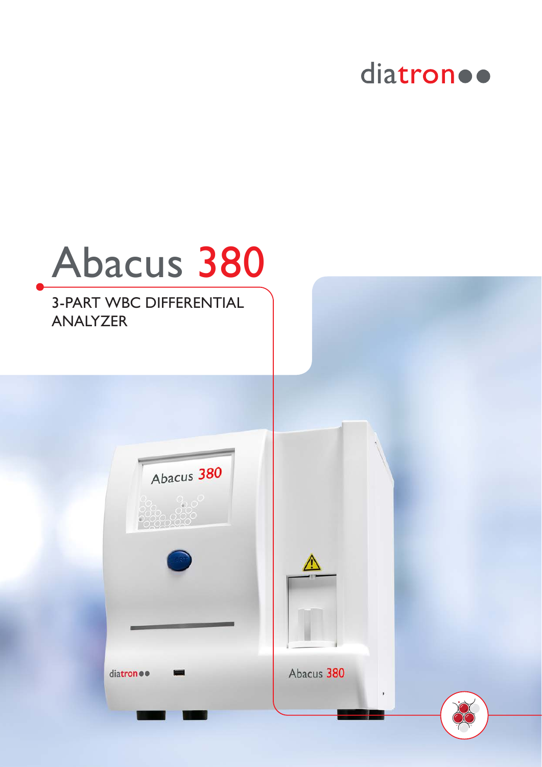diatron

# Abacus 380

## 3-PART WBC DIFFERENTIAL ANALYZER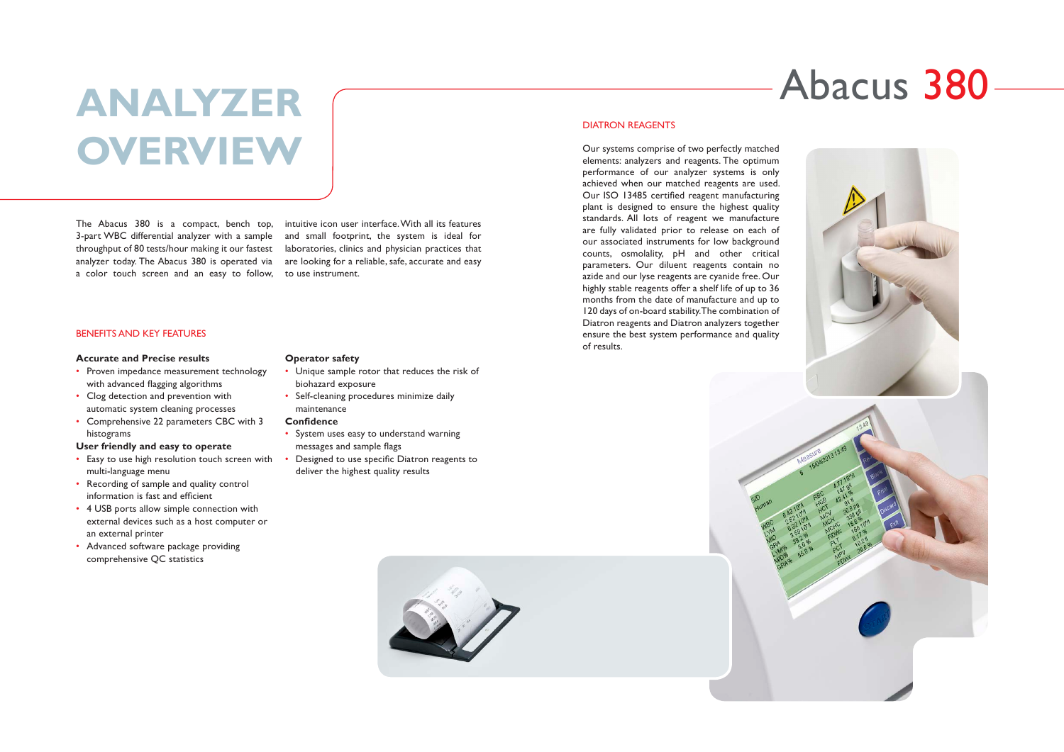# ANALYZER OVERVIEW

# Abacus 380

The Abacus 380 is a compact, bench top, 3-part WBC differential analyzer with a sample throughput of 80 tests/hour making it our fastest analyzer today. The Abacus 380 is operated via a color touch screen and an easy to follow, intuitive icon user interface. With all its features and small footprint, the system is ideal for laboratories, clinics and physician practices that are looking for a reliable, safe, accurate and easy to use instrument.

## BENEFITS AND KEY FEATURES

**Accurate and Precise results**

- Proven impedance measurement technology with advanced flagging algorithms
- Clog detection and prevention with automatic system cleaning processes
- Comprehensive 22 parameters CBC with 3 histograms

**User friendly and easy to operate**

- Easy to use high resolution touch screen with multi-language menu
- Recording of sample and quality control information is fast and efficient
- 4 USB ports allow simple connection with external devices such as a host computer or an external printer
- Advanced software package providing comprehensive QC statistics

**Operator safety**

- Unique sample rotor that reduces the risk of biohazard exposure
- Self-cleaning procedures minimize daily maintenance

**Confidence**

- System uses easy to understand warning messages and sample flags
- Designed to use specific Diatron reagents to deliver the highest quality results

## DIATRON REAGENTS

Our systems comprise of two perfectly matched elements: analyzers and reagents. The optimum performance of our analyzer systems is only achieved when our matched reagents are used. Our ISO 13485 certified reagent manufacturing plant is designed to ensure the highest quality standards. All lots of reagent we manufacture are fully validated prior to release on each of our associated instruments for low background counts, osmolality, pH and other critical parameters. Our diluent reagents contain no azide and our lyse reagents are cyanide free. Our highly stable reagents offer a shelf life of up to 36 months from the date of manufacture and up to 120 days of on-board stability. The combination of Diatron reagents and Diatron analyzers together ensure the best system performance and quality of results.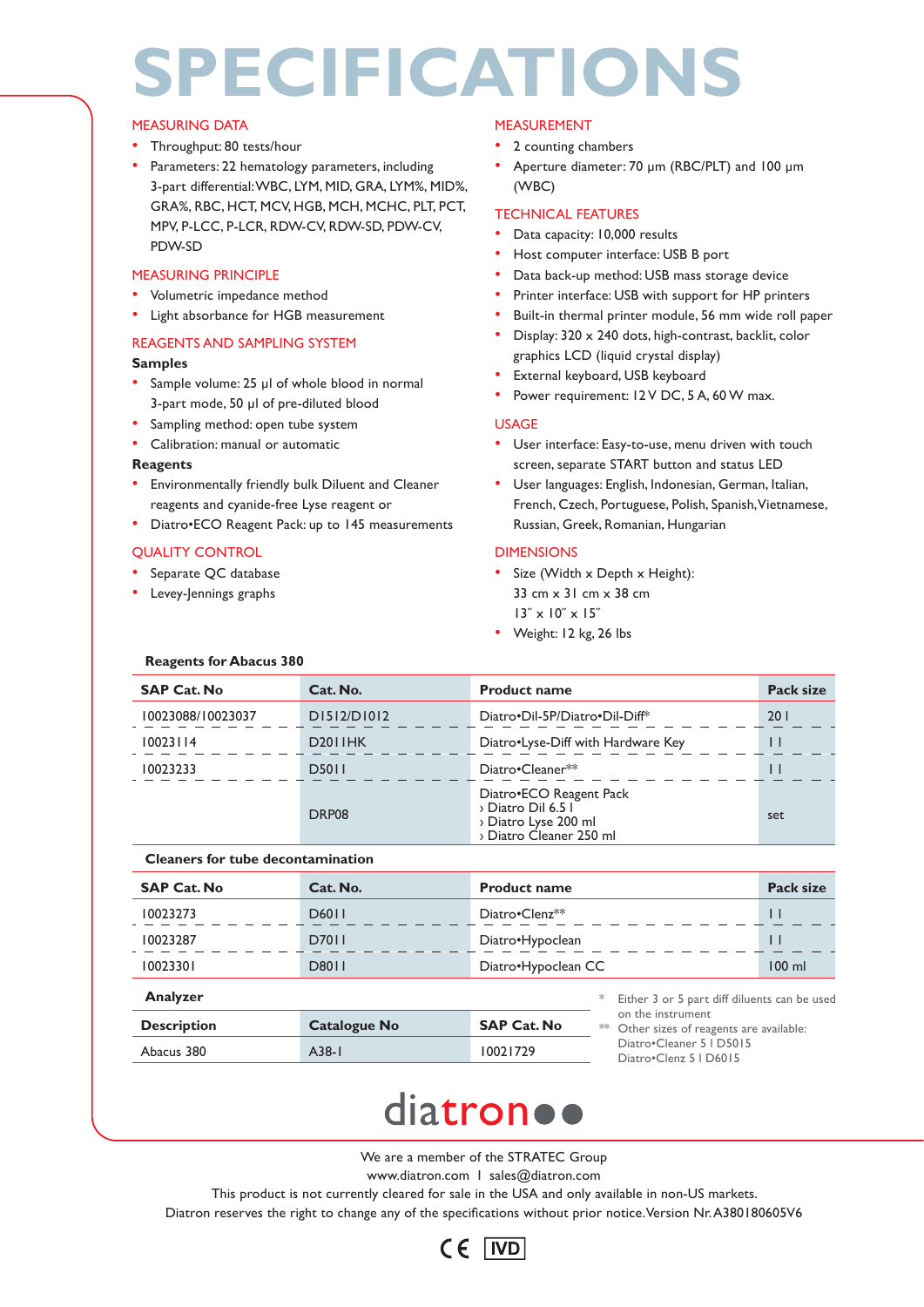# SPECIFICATIONS

## MEASURING DATA

- Throughput: 80 tests/hour
- Parameters: 22 hematology parameters, including 3-part differential: WBC, LYM, MID, GRA, LYM%, MID%, GRA%, RBC, HCT, MCV, HGB, MCH, MCHC, PLT, PCT, MPV, P-LCC, P-LCR, RDW-CV, RDW-SD, PDW-CV, PDW-SD

## MEASURING PRINCIPLE

- Volumetric impedance method
- Light absorbance for HGB measurement

## REAGENTS AND SAMPLING SYSTEM

**Samples**

- Sample volume: 25 µl of whole blood in normal 3-part mode, 50 µl of pre-diluted blood
- Sampling method: open tube system
- Calibration: manual or automatic

**Reagents**

- Environmentally friendly bulk Diluent and Cleaner reagents and cyanide-free Lyse reagent or
- Diatro•ECO Reagent Pack: up to 145 measurements

## QUALITY CONTROL

- Separate QC database
- Levey-Jennings graphs

## MEASUREMENT

- 2 counting chambers
- Aperture diameter: 70 µm (RBC/PLT) and 100 µm (WBC)

## TECHNICAL FEATURES

- Data capacity: 10,000 results
- Host computer interface: USB B port
- Data back-up method: USB mass storage device
- Printer interface: USB with support for HP printers
- Built-in thermal printer module, 56 mm wide roll paper
- Display: 320 x 240 dots, high-contrast, backlit, color graphics LCD (liquid crystal display)
- External keyboard, USB keyboard
- Power requirement: 12 V DC, 5 A, 60 W max.

## USAGE

- User interface: Easy-to-use, menu driven with touch screen, separate START button and status LED
- User languages: English, Indonesian, German, Italian, French, Czech, Portuguese, Polish, Spanish, Vietnamese, Russian, Greek, Romanian, Hungarian

## DIMENSIONS

- Size (Width x Depth x Height): 33 cm x 31 cm x 38 cm 13˝ x 10˝ x 15˝
- Weight: 12 kg, 26 lbs

**Reagents for Abacus 380**

| SAP Cat. No | Cat. No. | Product name | Pack size |
|---|---|---|---|
| 10023088/10023037 | D1512/D1012 | Diatro•Dil-5P/Diatro•Dil-Diff* | 20 l |
| 10023114 | D2011HK | Diatro•Lyse-Diff with Hardware Key | 1 l |
| 10023233 | D5011 | Diatro•Cleaner** | 1 l |
| | DRP08 | Diatro•ECO Reagent Pack<br>› Diatro Dil 6.5 l<br>› Diatro Lyse 200 ml<br>› Diatro Cleaner 250 ml | set |

**Cleaners for tube decontamination**

| SAP Cat. No | Cat. No. | Product name | Pack size |
|---|---|---|---|
| 10023273 | D6011 | Diatro•Clenz** | 1 l |
| 10023287 | D7011 | Diatro•Hypoclean | 1 l |
| 10023301 | D8011 | Diatro•Hypoclean CC | 100 ml |

**Analyzer**

| Description | Catalogue No | SAP Cat. No |
|---|---|---|
| Abacus 380 | A38-1 | 10021729 |

\* Either 3 or 5 part diff diluents can be used on the instrument

\** Other sizes of reagents are available:
Diatro•Cleaner 5 l D5015
Diatro•Clenz 5 l D6015

diatron

We are a member of the STRATEC Group

www.diatron.com | sales@diatron.com

This product is not currently cleared for sale in the USA and only available in non-US markets.

Diatron reserves the right to change any of the specifications without prior notice. Version Nr. A380180605V6

CE IVD